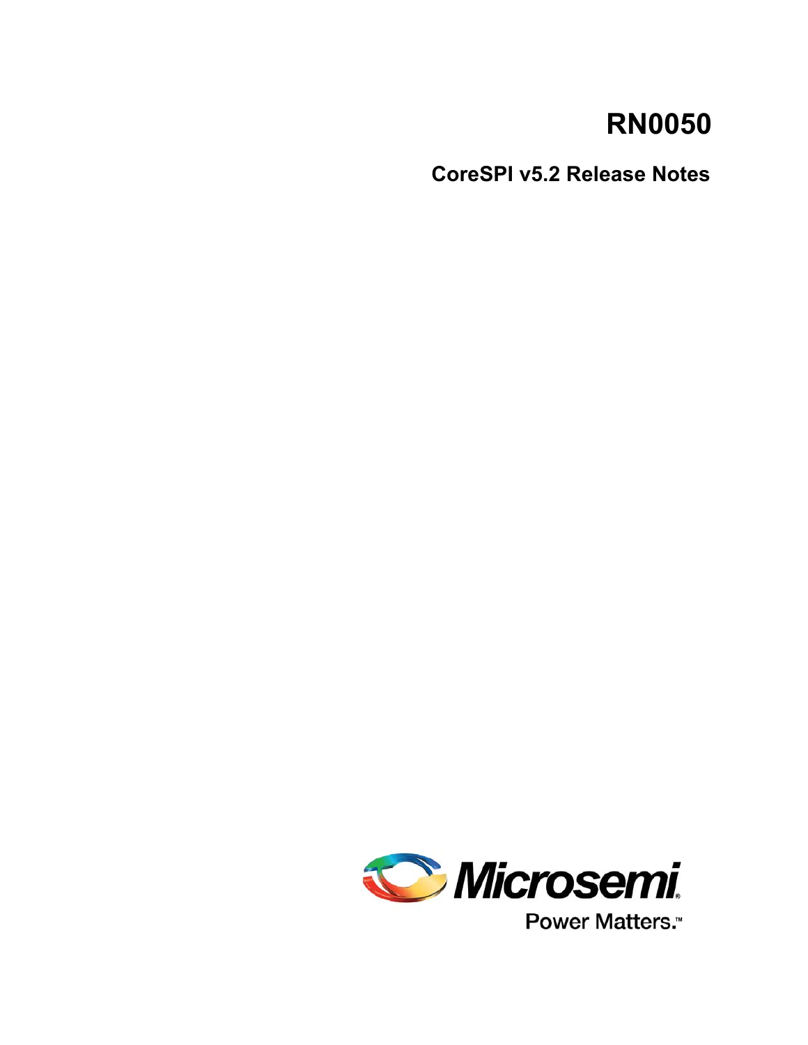# RN0050

## CoreSPI v5.2 Release Notes

Microsemi

Power Matters.™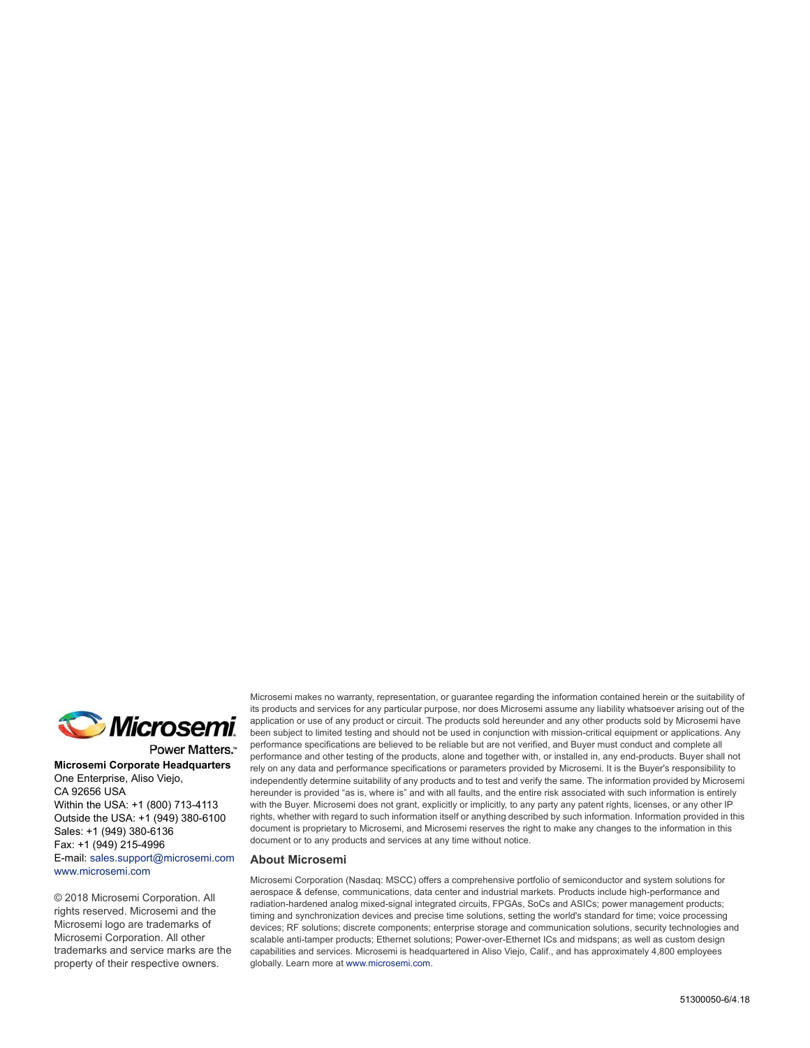Power Matters.™

**Microsemi Corporate Headquarters**
One Enterprise, Aliso Viejo,
CA 92656 USA
Within the USA: +1 (800) 713-4113
Outside the USA: +1 (949) 380-6100
Sales: +1 (949) 380-6136
Fax: +1 (949) 215-4996
E-mail: sales.support@microsemi.com
www.microsemi.com

© 2018 Microsemi Corporation. All rights reserved. Microsemi and the Microsemi logo are trademarks of Microsemi Corporation. All other trademarks and service marks are the property of their respective owners.

Microsemi makes no warranty, representation, or guarantee regarding the information contained herein or the suitability of its products and services for any particular purpose, nor does Microsemi assume any liability whatsoever arising out of the application or use of any product or circuit. The products sold hereunder and any other products sold by Microsemi have been subject to limited testing and should not be used in conjunction with mission-critical equipment or applications. Any performance specifications are believed to be reliable but are not verified, and Buyer must conduct and complete all performance and other testing of the products, alone and together with, or installed in, any end-products. Buyer shall not rely on any data and performance specifications or parameters provided by Microsemi. It is the Buyer's responsibility to independently determine suitability of any products and to test and verify the same. The information provided by Microsemi hereunder is provided "as is, where is" and with all faults, and the entire risk associated with such information is entirely with the Buyer. Microsemi does not grant, explicitly or implicitly, to any party any patent rights, licenses, or any other IP rights, whether with regard to such information itself or anything described by such information. Information provided in this document is proprietary to Microsemi, and Microsemi reserves the right to make any changes to the information in this document or to any products and services at any time without notice.

### About Microsemi

Microsemi Corporation (Nasdaq: MSCC) offers a comprehensive portfolio of semiconductor and system solutions for aerospace & defense, communications, data center and industrial markets. Products include high-performance and radiation-hardened analog mixed-signal integrated circuits, FPGAs, SoCs and ASICs; power management products; timing and synchronization devices and precise time solutions, setting the world's standard for time; voice processing devices; RF solutions; discrete components; enterprise storage and communication solutions, security technologies and scalable anti-tamper products; Ethernet solutions; Power-over-Ethernet ICs and midspans; as well as custom design capabilities and services. Microsemi is headquartered in Aliso Viejo, Calif., and has approximately 4,800 employees globally. Learn more at www.microsemi.com.

51300050-6/4.18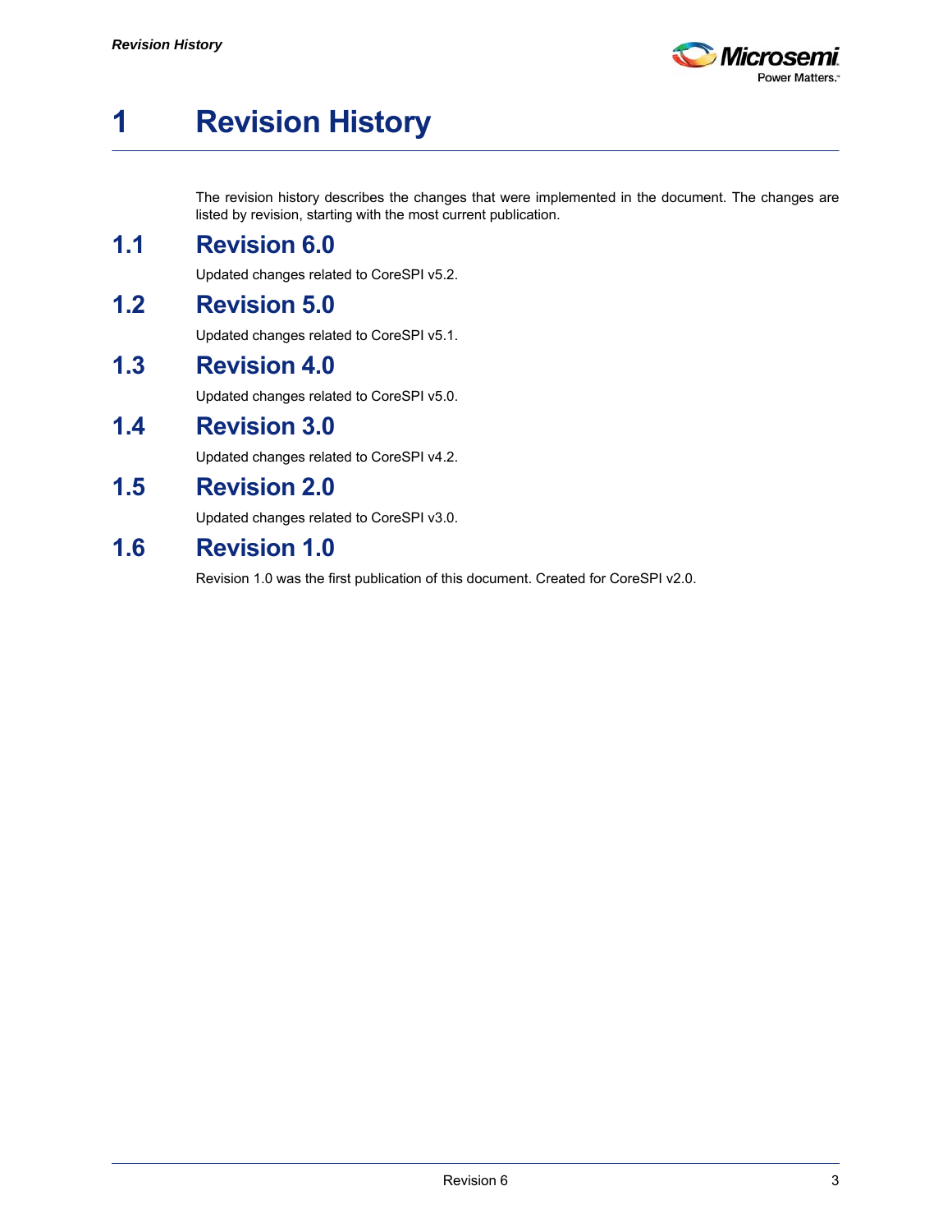# 1 Revision History

The revision history describes the changes that were implemented in the document. The changes are listed by revision, starting with the most current publication.

## 1.1 Revision 6.0

Updated changes related to CoreSPI v5.2.

## 1.2 Revision 5.0

Updated changes related to CoreSPI v5.1.

## 1.3 Revision 4.0

Updated changes related to CoreSPI v5.0.

## 1.4 Revision 3.0

Updated changes related to CoreSPI v4.2.

## 1.5 Revision 2.0

Updated changes related to CoreSPI v3.0.

## 1.6 Revision 1.0

Revision 1.0 was the first publication of this document. Created for CoreSPI v2.0.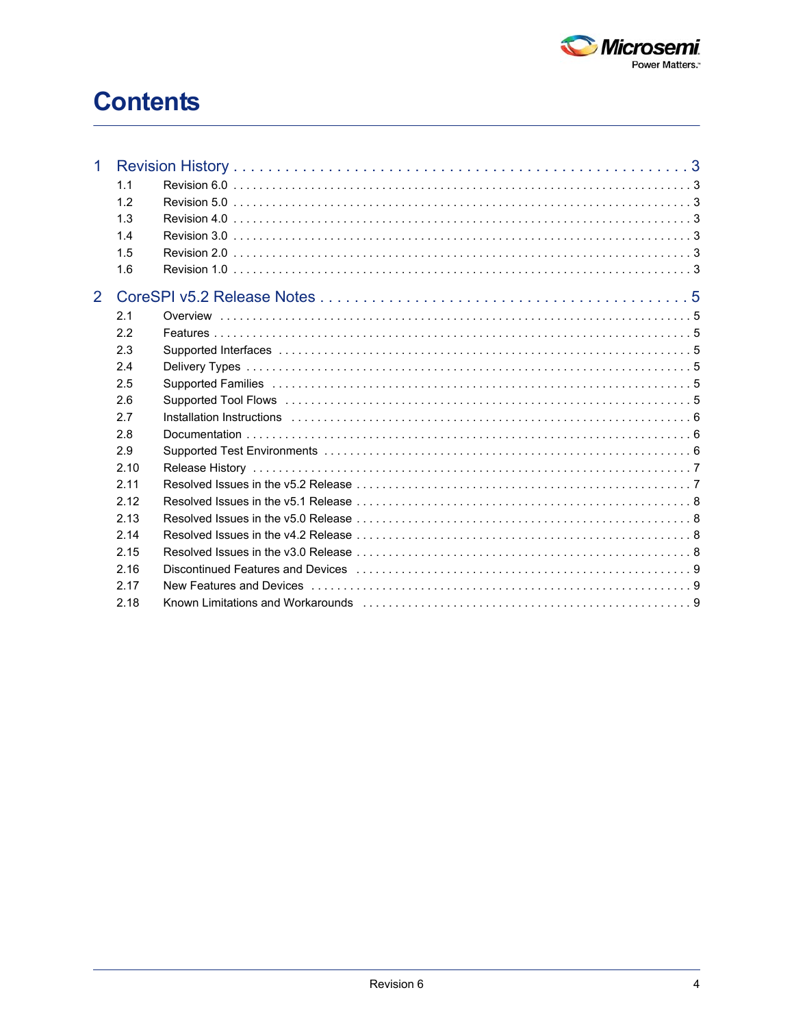# Contents

1 Revision History . . . . . . . . . . . . . . . . . . . . . . . . . . . . . . . . . . . . . . . . . . . . . . . . . . 3
- 1.1 Revision 6.0 . . . . . . . . . . . . . . . . . . . . . . . . . . . . . . . . . . . . . . . . . . . . . . . . . . . . . . . . . 3
- 1.2 Revision 5.0 . . . . . . . . . . . . . . . . . . . . . . . . . . . . . . . . . . . . . . . . . . . . . . . . . . . . . . . . . 3
- 1.3 Revision 4.0 . . . . . . . . . . . . . . . . . . . . . . . . . . . . . . . . . . . . . . . . . . . . . . . . . . . . . . . . . 3
- 1.4 Revision 3.0 . . . . . . . . . . . . . . . . . . . . . . . . . . . . . . . . . . . . . . . . . . . . . . . . . . . . . . . . . 3
- 1.5 Revision 2.0 . . . . . . . . . . . . . . . . . . . . . . . . . . . . . . . . . . . . . . . . . . . . . . . . . . . . . . . . . 3
- 1.6 Revision 1.0 . . . . . . . . . . . . . . . . . . . . . . . . . . . . . . . . . . . . . . . . . . . . . . . . . . . . . . . . . 3

2 CoreSPI v5.2 Release Notes . . . . . . . . . . . . . . . . . . . . . . . . . . . . . . . . . . . . . . . . . . . 5
- 2.1 Overview . . . . . . . . . . . . . . . . . . . . . . . . . . . . . . . . . . . . . . . . . . . . . . . . . . . . . . . . . . . . 5
- 2.2 Features . . . . . . . . . . . . . . . . . . . . . . . . . . . . . . . . . . . . . . . . . . . . . . . . . . . . . . . . . . . . 5
- 2.3 Supported Interfaces . . . . . . . . . . . . . . . . . . . . . . . . . . . . . . . . . . . . . . . . . . . . . . . . . . . 5
- 2.4 Delivery Types . . . . . . . . . . . . . . . . . . . . . . . . . . . . . . . . . . . . . . . . . . . . . . . . . . . . . . . . 5
- 2.5 Supported Families . . . . . . . . . . . . . . . . . . . . . . . . . . . . . . . . . . . . . . . . . . . . . . . . . . . . 5
- 2.6 Supported Tool Flows . . . . . . . . . . . . . . . . . . . . . . . . . . . . . . . . . . . . . . . . . . . . . . . . . . 5
- 2.7 Installation Instructions . . . . . . . . . . . . . . . . . . . . . . . . . . . . . . . . . . . . . . . . . . . . . . . . 6
- 2.8 Documentation . . . . . . . . . . . . . . . . . . . . . . . . . . . . . . . . . . . . . . . . . . . . . . . . . . . . . . . . 6
- 2.9 Supported Test Environments . . . . . . . . . . . . . . . . . . . . . . . . . . . . . . . . . . . . . . . . . . . . 6
- 2.10 Release History . . . . . . . . . . . . . . . . . . . . . . . . . . . . . . . . . . . . . . . . . . . . . . . . . . . . . . 7
- 2.11 Resolved Issues in the v5.2 Release . . . . . . . . . . . . . . . . . . . . . . . . . . . . . . . . . . . . . . 7
- 2.12 Resolved Issues in the v5.1 Release . . . . . . . . . . . . . . . . . . . . . . . . . . . . . . . . . . . . . . 8
- 2.13 Resolved Issues in the v5.0 Release . . . . . . . . . . . . . . . . . . . . . . . . . . . . . . . . . . . . . . 8
- 2.14 Resolved Issues in the v4.2 Release . . . . . . . . . . . . . . . . . . . . . . . . . . . . . . . . . . . . . . 8
- 2.15 Resolved Issues in the v3.0 Release . . . . . . . . . . . . . . . . . . . . . . . . . . . . . . . . . . . . . . 8
- 2.16 Discontinued Features and Devices . . . . . . . . . . . . . . . . . . . . . . . . . . . . . . . . . . . . . . 9
- 2.17 New Features and Devices . . . . . . . . . . . . . . . . . . . . . . . . . . . . . . . . . . . . . . . . . . . . . 9
- 2.18 Known Limitations and Workarounds . . . . . . . . . . . . . . . . . . . . . . . . . . . . . . . . . . . . 9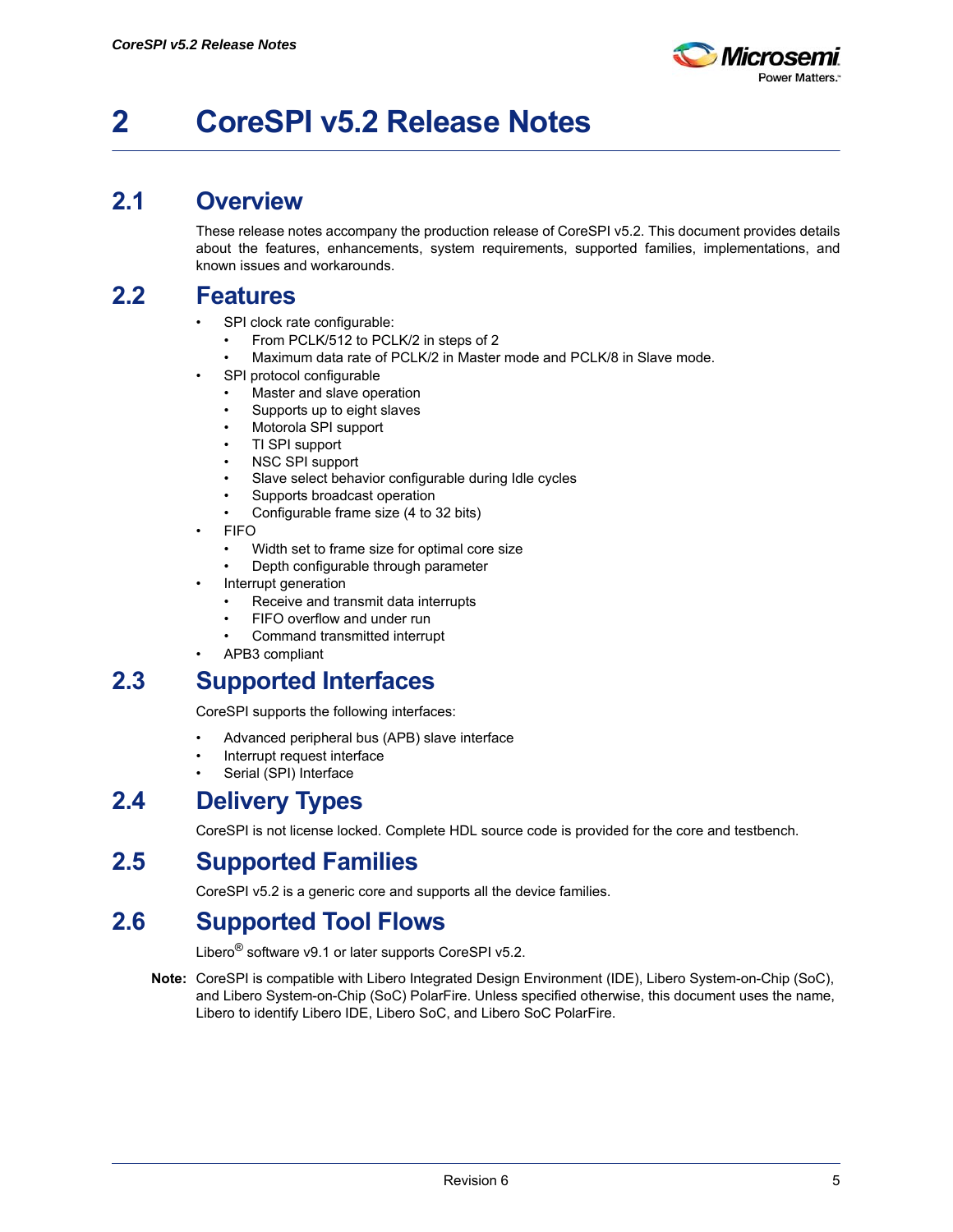# 2 CoreSPI v5.2 Release Notes

## 2.1 Overview

These release notes accompany the production release of CoreSPI v5.2. This document provides details about the features, enhancements, system requirements, supported families, implementations, and known issues and workarounds.

## 2.2 Features

- SPI clock rate configurable:
  - From PCLK/512 to PCLK/2 in steps of 2
  - Maximum data rate of PCLK/2 in Master mode and PCLK/8 in Slave mode.
- SPI protocol configurable
  - Master and slave operation
  - Supports up to eight slaves
  - Motorola SPI support
  - TI SPI support
  - NSC SPI support
  - Slave select behavior configurable during Idle cycles
  - Supports broadcast operation
  - Configurable frame size (4 to 32 bits)
- FIFO
  - Width set to frame size for optimal core size
  - Depth configurable through parameter
- Interrupt generation
  - Receive and transmit data interrupts
  - FIFO overflow and under run
  - Command transmitted interrupt
- APB3 compliant

## 2.3 Supported Interfaces

CoreSPI supports the following interfaces:

- Advanced peripheral bus (APB) slave interface
- Interrupt request interface
- Serial (SPI) Interface

## 2.4 Delivery Types

CoreSPI is not license locked. Complete HDL source code is provided for the core and testbench.

## 2.5 Supported Families

CoreSPI v5.2 is a generic core and supports all the device families.

## 2.6 Supported Tool Flows

Libero® software v9.1 or later supports CoreSPI v5.2.

**Note:** CoreSPI is compatible with Libero Integrated Design Environment (IDE), Libero System-on-Chip (SoC), and Libero System-on-Chip (SoC) PolarFire. Unless specified otherwise, this document uses the name, Libero to identify Libero IDE, Libero SoC, and Libero SoC PolarFire.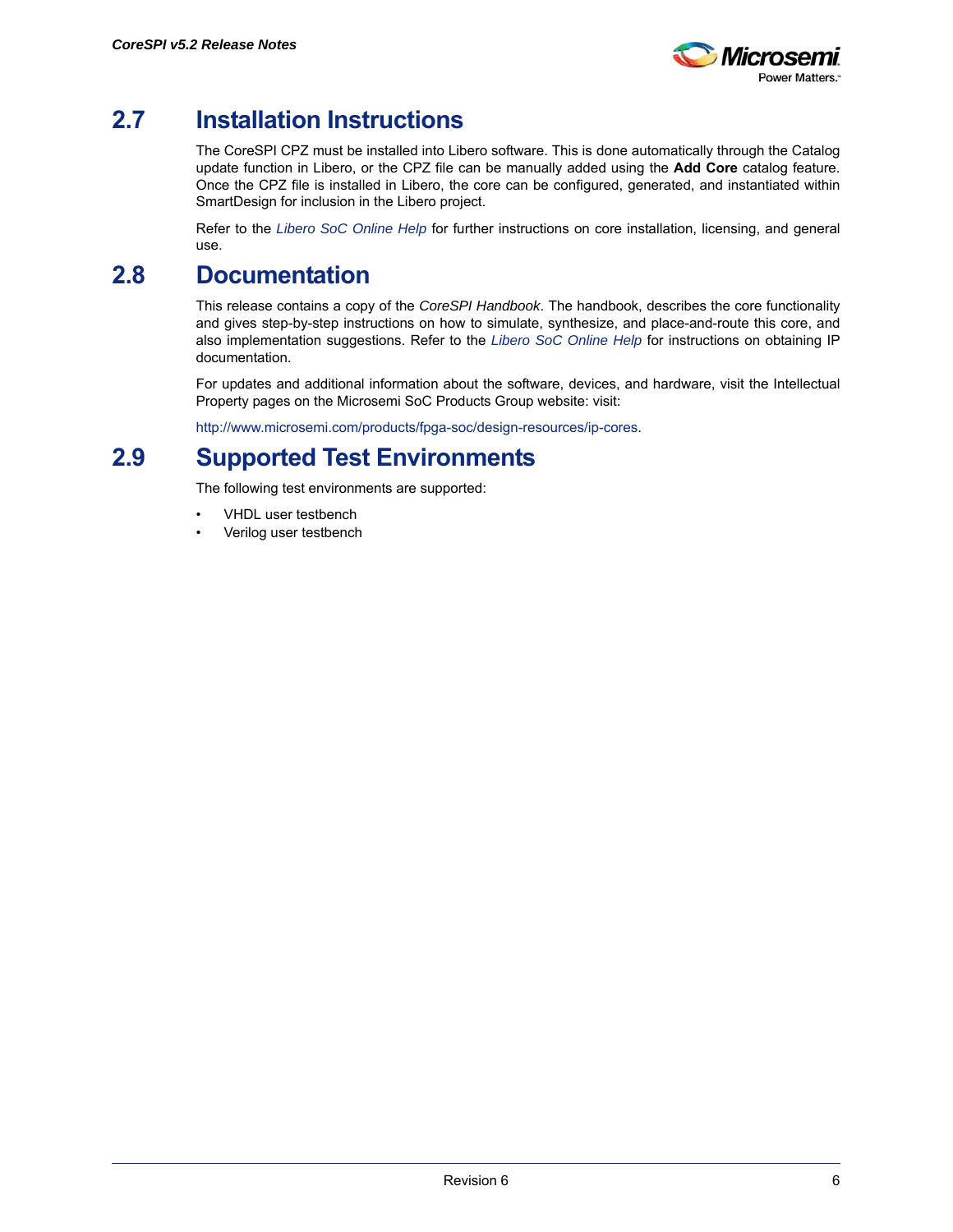## 2.7 Installation Instructions

The CoreSPI CPZ must be installed into Libero software. This is done automatically through the Catalog update function in Libero, or the CPZ file can be manually added using the **Add Core** catalog feature. Once the CPZ file is installed in Libero, the core can be configured, generated, and instantiated within SmartDesign for inclusion in the Libero project.

Refer to the *Libero SoC Online Help* for further instructions on core installation, licensing, and general use.

## 2.8 Documentation

This release contains a copy of the *CoreSPI Handbook*. The handbook, describes the core functionality and gives step-by-step instructions on how to simulate, synthesize, and place-and-route this core, and also implementation suggestions. Refer to the *Libero SoC Online Help* for instructions on obtaining IP documentation.

For updates and additional information about the software, devices, and hardware, visit the Intellectual Property pages on the Microsemi SoC Products Group website: visit:

http://www.microsemi.com/products/fpga-soc/design-resources/ip-cores.

## 2.9 Supported Test Environments

The following test environments are supported:

- VHDL user testbench
- Verilog user testbench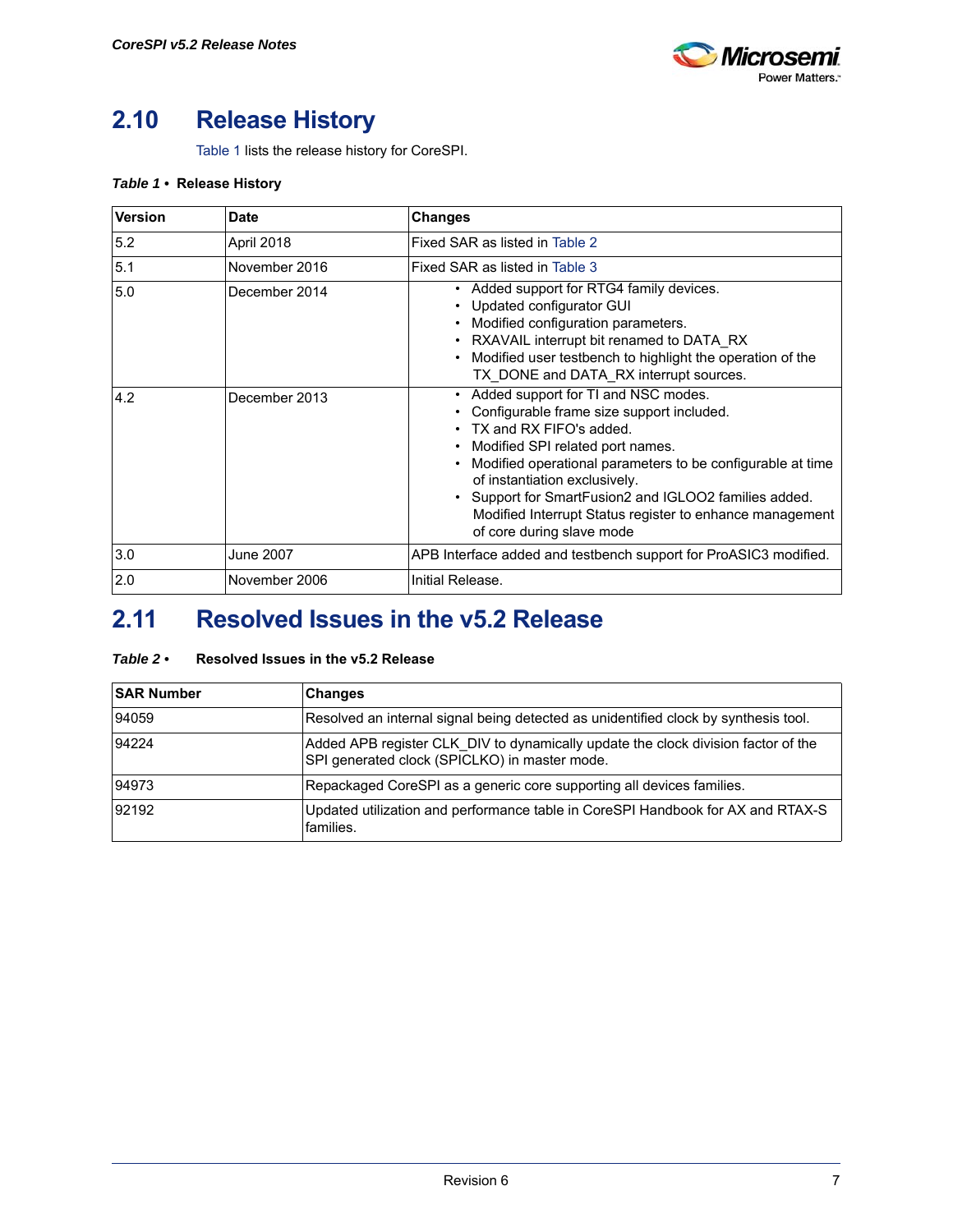## 2.10 Release History

Table 1 lists the release history for CoreSPI.

*Table 1 •* **Release History**

| Version | Date | Changes |
|---|---|---|
| 5.2 | April 2018 | Fixed SAR as listed in Table 2 |
| 5.1 | November 2016 | Fixed SAR as listed in Table 3 |
| 5.0 | December 2014 | • Added support for RTG4 family devices.<br>• Updated configurator GUI<br>• Modified configuration parameters.<br>• RXAVAIL interrupt bit renamed to DATA_RX<br>• Modified user testbench to highlight the operation of the TX_DONE and DATA_RX interrupt sources. |
| 4.2 | December 2013 | • Added support for TI and NSC modes.<br>• Configurable frame size support included.<br>• TX and RX FIFO's added.<br>• Modified SPI related port names.<br>• Modified operational parameters to be configurable at time of instantiation exclusively.<br>• Support for SmartFusion2 and IGLOO2 families added. Modified Interrupt Status register to enhance management of core during slave mode |
| 3.0 | June 2007 | APB Interface added and testbench support for ProASIC3 modified. |
| 2.0 | November 2006 | Initial Release. |

## 2.11 Resolved Issues in the v5.2 Release

*Table 2 •* **Resolved Issues in the v5.2 Release**

| SAR Number | Changes |
|---|---|
| 94059 | Resolved an internal signal being detected as unidentified clock by synthesis tool. |
| 94224 | Added APB register CLK_DIV to dynamically update the clock division factor of the SPI generated clock (SPICLKO) in master mode. |
| 94973 | Repackaged CoreSPI as a generic core supporting all devices families. |
| 92192 | Updated utilization and performance table in CoreSPI Handbook for AX and RTAX-S families. |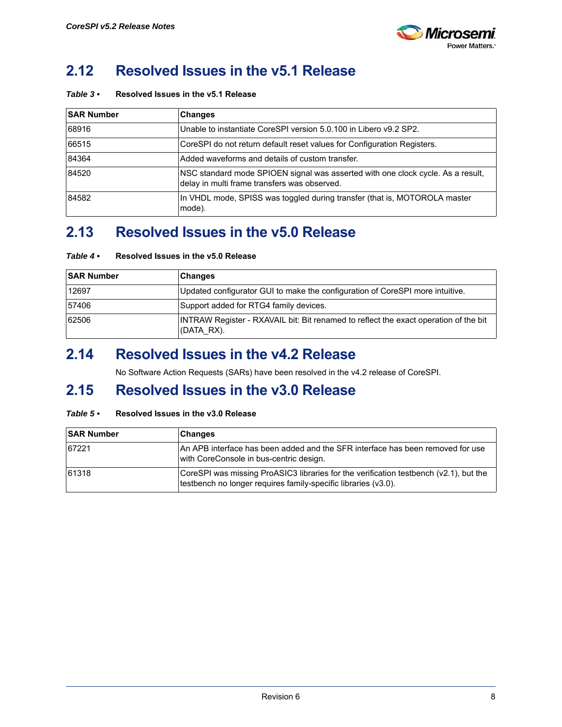## 2.12 Resolved Issues in the v5.1 Release

*Table 3 •* **Resolved Issues in the v5.1 Release**

| SAR Number | Changes |
|---|---|
| 68916 | Unable to instantiate CoreSPI version 5.0.100 in Libero v9.2 SP2. |
| 66515 | CoreSPI do not return default reset values for Configuration Registers. |
| 84364 | Added waveforms and details of custom transfer. |
| 84520 | NSC standard mode SPIOEN signal was asserted with one clock cycle. As a result, delay in multi frame transfers was observed. |
| 84582 | In VHDL mode, SPISS was toggled during transfer (that is, MOTOROLA master mode). |

## 2.13 Resolved Issues in the v5.0 Release

*Table 4 •* **Resolved Issues in the v5.0 Release**

| SAR Number | Changes |
|---|---|
| 12697 | Updated configurator GUI to make the configuration of CoreSPI more intuitive. |
| 57406 | Support added for RTG4 family devices. |
| 62506 | INTRAW Register - RXAVAIL bit: Bit renamed to reflect the exact operation of the bit (DATA_RX). |

## 2.14 Resolved Issues in the v4.2 Release

No Software Action Requests (SARs) have been resolved in the v4.2 release of CoreSPI.

## 2.15 Resolved Issues in the v3.0 Release

*Table 5 •* **Resolved Issues in the v3.0 Release**

| SAR Number | Changes |
|---|---|
| 67221 | An APB interface has been added and the SFR interface has been removed for use with CoreConsole in bus-centric design. |
| 61318 | CoreSPI was missing ProASIC3 libraries for the verification testbench (v2.1), but the testbench no longer requires family-specific libraries (v3.0). |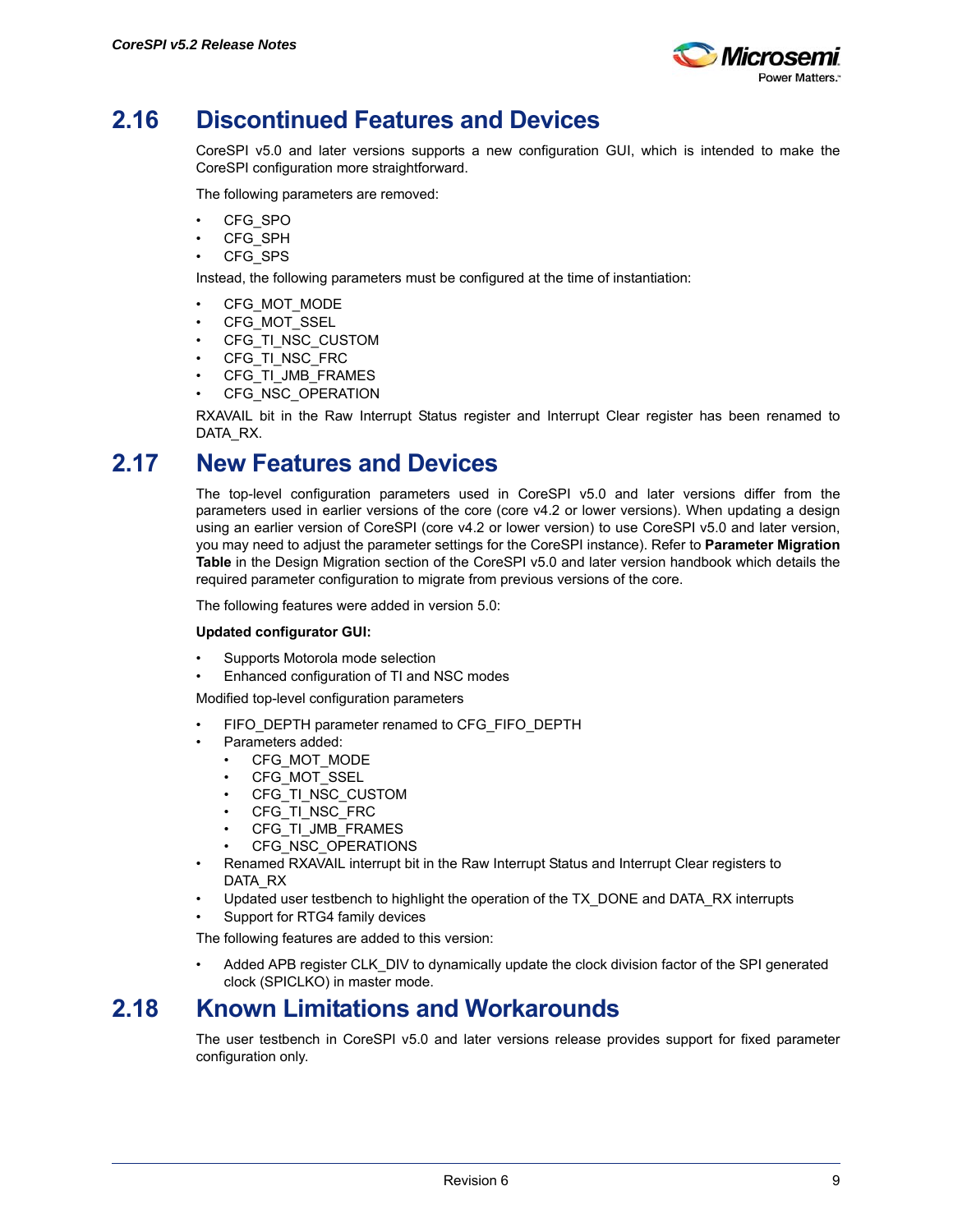## 2.16 Discontinued Features and Devices

CoreSPI v5.0 and later versions supports a new configuration GUI, which is intended to make the CoreSPI configuration more straightforward.

The following parameters are removed:

- CFG_SPO
- CFG_SPH
- CFG_SPS

Instead, the following parameters must be configured at the time of instantiation:

- CFG_MOT_MODE
- CFG_MOT_SSEL
- CFG_TI_NSC_CUSTOM
- CFG_TI_NSC_FRC
- CFG_TI_JMB_FRAMES
- CFG_NSC_OPERATION

RXAVAIL bit in the Raw Interrupt Status register and Interrupt Clear register has been renamed to DATA_RX.

## 2.17 New Features and Devices

The top-level configuration parameters used in CoreSPI v5.0 and later versions differ from the parameters used in earlier versions of the core (core v4.2 or lower versions). When updating a design using an earlier version of CoreSPI (core v4.2 or lower version) to use CoreSPI v5.0 and later version, you may need to adjust the parameter settings for the CoreSPI instance). Refer to **Parameter Migration Table** in the Design Migration section of the CoreSPI v5.0 and later version handbook which details the required parameter configuration to migrate from previous versions of the core.

The following features were added in version 5.0:

**Updated configurator GUI:**

- Supports Motorola mode selection
- Enhanced configuration of TI and NSC modes

Modified top-level configuration parameters

- FIFO_DEPTH parameter renamed to CFG_FIFO_DEPTH
- Parameters added:
    - CFG_MOT_MODE
    - CFG_MOT_SSEL
    - CFG_TI_NSC_CUSTOM
    - CFG_TI_NSC_FRC
    - CFG_TI_JMB_FRAMES
    - CFG_NSC_OPERATIONS
- Renamed RXAVAIL interrupt bit in the Raw Interrupt Status and Interrupt Clear registers to DATA_RX
- Updated user testbench to highlight the operation of the TX_DONE and DATA_RX interrupts
- Support for RTG4 family devices

The following features are added to this version:

- Added APB register CLK_DIV to dynamically update the clock division factor of the SPI generated clock (SPICLKO) in master mode.

## 2.18 Known Limitations and Workarounds

The user testbench in CoreSPI v5.0 and later versions release provides support for fixed parameter configuration only.